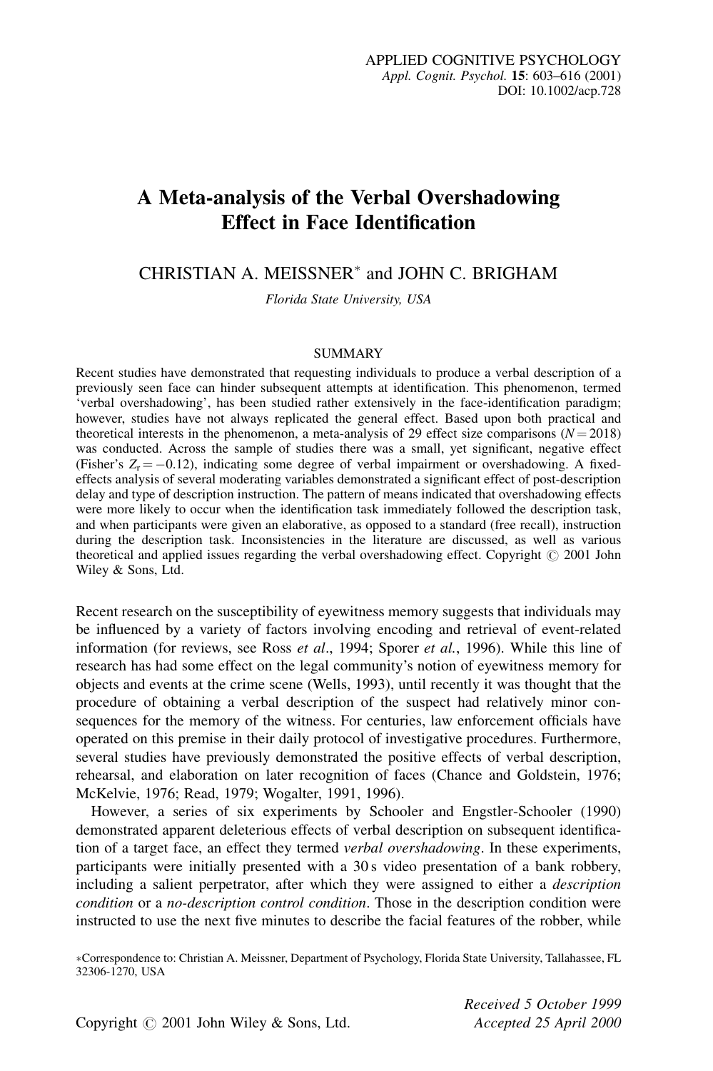# A Meta-analysis of the Verbal Overshadowing Effect in Face Identification

CHRISTIAN A. MEISSNER* and JOHN C. BRIGHAM

*Florida State University, USA*

## SUMMARY

Recent studies have demonstrated that requesting individuals to produce a verbal description of a previously seen face can hinder subsequent attempts at identification. This phenomenon, termed 'verbal overshadowing', has been studied rather extensively in the face-identification paradigm; however, studies have not always replicated the general effect. Based upon both practical and theoretical interests in the phenomenon, a meta-analysis of 29 effect size comparisons ($N = 2018$) was conducted. Across the sample of studies there was a small, yet significant, negative effect (Fisher's $Z_r = -0.12$), indicating some degree of verbal impairment or overshadowing. A fixed-effects analysis of several moderating variables demonstrated a significant effect of post-description delay and type of description instruction. The pattern of means indicated that overshadowing effects were more likely to occur when the identification task immediately followed the description task, and when participants were given an elaborative, as opposed to a standard (free recall), instruction during the description task. Inconsistencies in the literature are discussed, as well as various theoretical and applied issues regarding the verbal overshadowing effect. Copyright © 2001 John Wiley & Sons, Ltd.

Recent research on the susceptibility of eyewitness memory suggests that individuals may be influenced by a variety of factors involving encoding and retrieval of event-related information (for reviews, see Ross *et al*., 1994; Sporer *et al.*, 1996). While this line of research has had some effect on the legal community's notion of eyewitness memory for objects and events at the crime scene (Wells, 1993), until recently it was thought that the procedure of obtaining a verbal description of the suspect had relatively minor consequences for the memory of the witness. For centuries, law enforcement officials have operated on this premise in their daily protocol of investigative procedures. Furthermore, several studies have previously demonstrated the positive effects of verbal description, rehearsal, and elaboration on later recognition of faces (Chance and Goldstein, 1976; McKelvie, 1976; Read, 1979; Wogalter, 1991, 1996).

However, a series of six experiments by Schooler and Engstler-Schooler (1990) demonstrated apparent deleterious effects of verbal description on subsequent identification of a target face, an effect they termed *verbal overshadowing*. In these experiments, participants were initially presented with a 30 s video presentation of a bank robbery, including a salient perpetrator, after which they were assigned to either a *description condition* or a *no-description control condition*. Those in the description condition were instructed to use the next five minutes to describe the facial features of the robber, while

*Correspondence to: Christian A. Meissner, Department of Psychology, Florida State University, Tallahassee, FL 32306-1270, USA

Copyright © 2001 John Wiley & Sons, Ltd.

*Received 5 October 1999*
*Accepted 25 April 2000*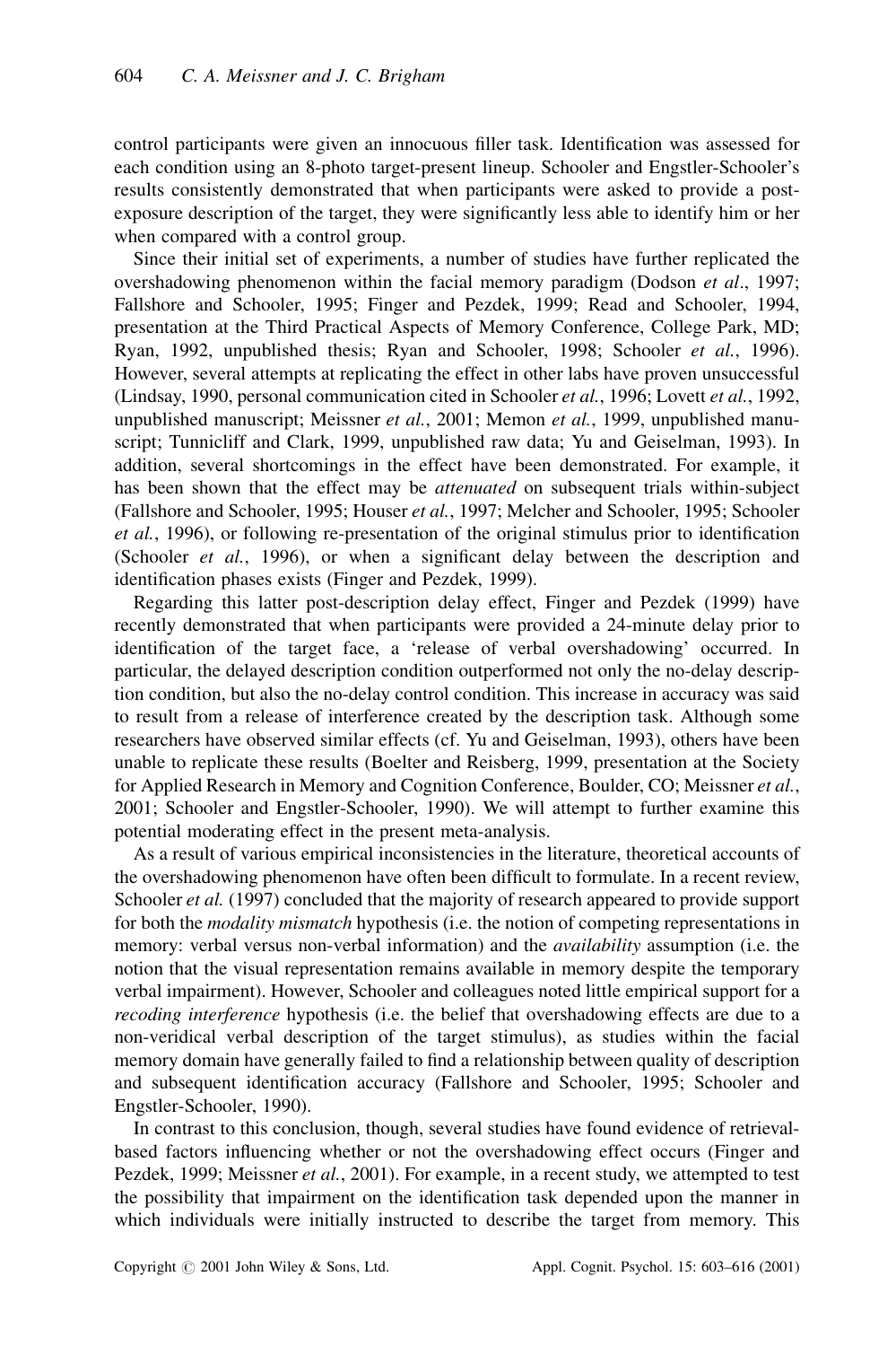control participants were given an innocuous filler task. Identification was assessed for each condition using an 8-photo target-present lineup. Schooler and Engstler-Schooler's results consistently demonstrated that when participants were asked to provide a post-exposure description of the target, they were significantly less able to identify him or her when compared with a control group.

Since their initial set of experiments, a number of studies have further replicated the overshadowing phenomenon within the facial memory paradigm (Dodson *et al*., 1997; Fallshore and Schooler, 1995; Finger and Pezdek, 1999; Read and Schooler, 1994, presentation at the Third Practical Aspects of Memory Conference, College Park, MD; Ryan, 1992, unpublished thesis; Ryan and Schooler, 1998; Schooler *et al.*, 1996). However, several attempts at replicating the effect in other labs have proven unsuccessful (Lindsay, 1990, personal communication cited in Schooler *et al.*, 1996; Lovett *et al.*, 1992, unpublished manuscript; Meissner *et al.*, 2001; Memon *et al.*, 1999, unpublished manuscript; Tunnicliff and Clark, 1999, unpublished raw data; Yu and Geiselman, 1993). In addition, several shortcomings in the effect have been demonstrated. For example, it has been shown that the effect may be *attenuated* on subsequent trials within-subject (Fallshore and Schooler, 1995; Houser *et al.*, 1997; Melcher and Schooler, 1995; Schooler *et al.*, 1996), or following re-presentation of the original stimulus prior to identification (Schooler *et al.*, 1996), or when a significant delay between the description and identification phases exists (Finger and Pezdek, 1999).

Regarding this latter post-description delay effect, Finger and Pezdek (1999) have recently demonstrated that when participants were provided a 24-minute delay prior to identification of the target face, a 'release of verbal overshadowing' occurred. In particular, the delayed description condition outperformed not only the no-delay description condition, but also the no-delay control condition. This increase in accuracy was said to result from a release of interference created by the description task. Although some researchers have observed similar effects (cf. Yu and Geiselman, 1993), others have been unable to replicate these results (Boelter and Reisberg, 1999, presentation at the Society for Applied Research in Memory and Cognition Conference, Boulder, CO; Meissner *et al.*, 2001; Schooler and Engstler-Schooler, 1990). We will attempt to further examine this potential moderating effect in the present meta-analysis.

As a result of various empirical inconsistencies in the literature, theoretical accounts of the overshadowing phenomenon have often been difficult to formulate. In a recent review, Schooler *et al.* (1997) concluded that the majority of research appeared to provide support for both the *modality mismatch* hypothesis (i.e. the notion of competing representations in memory: verbal versus non-verbal information) and the *availability* assumption (i.e. the notion that the visual representation remains available in memory despite the temporary verbal impairment). However, Schooler and colleagues noted little empirical support for a *recoding interference* hypothesis (i.e. the belief that overshadowing effects are due to a non-veridical verbal description of the target stimulus), as studies within the facial memory domain have generally failed to find a relationship between quality of description and subsequent identification accuracy (Fallshore and Schooler, 1995; Schooler and Engstler-Schooler, 1990).

In contrast to this conclusion, though, several studies have found evidence of retrieval-based factors influencing whether or not the overshadowing effect occurs (Finger and Pezdek, 1999; Meissner *et al.*, 2001). For example, in a recent study, we attempted to test the possibility that impairment on the identification task depended upon the manner in which individuals were initially instructed to describe the target from memory. This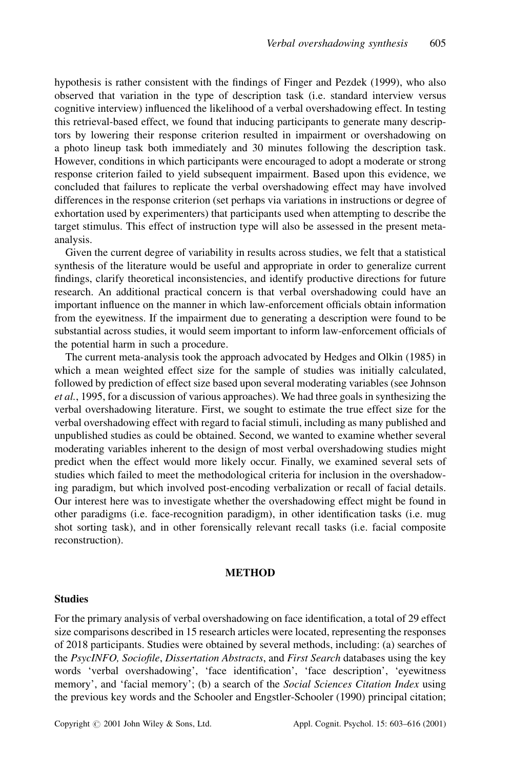hypothesis is rather consistent with the findings of Finger and Pezdek (1999), who also observed that variation in the type of description task (i.e. standard interview versus cognitive interview) influenced the likelihood of a verbal overshadowing effect. In testing this retrieval-based effect, we found that inducing participants to generate many descriptors by lowering their response criterion resulted in impairment or overshadowing on a photo lineup task both immediately and 30 minutes following the description task. However, conditions in which participants were encouraged to adopt a moderate or strong response criterion failed to yield subsequent impairment. Based upon this evidence, we concluded that failures to replicate the verbal overshadowing effect may have involved differences in the response criterion (set perhaps via variations in instructions or degree of exhortation used by experimenters) that participants used when attempting to describe the target stimulus. This effect of instruction type will also be assessed in the present meta-analysis.

Given the current degree of variability in results across studies, we felt that a statistical synthesis of the literature would be useful and appropriate in order to generalize current findings, clarify theoretical inconsistencies, and identify productive directions for future research. An additional practical concern is that verbal overshadowing could have an important influence on the manner in which law-enforcement officials obtain information from the eyewitness. If the impairment due to generating a description were found to be substantial across studies, it would seem important to inform law-enforcement officials of the potential harm in such a procedure.

The current meta-analysis took the approach advocated by Hedges and Olkin (1985) in which a mean weighted effect size for the sample of studies was initially calculated, followed by prediction of effect size based upon several moderating variables (see Johnson *et al.*, 1995, for a discussion of various approaches). We had three goals in synthesizing the verbal overshadowing literature. First, we sought to estimate the true effect size for the verbal overshadowing effect with regard to facial stimuli, including as many published and unpublished studies as could be obtained. Second, we wanted to examine whether several moderating variables inherent to the design of most verbal overshadowing studies might predict when the effect would more likely occur. Finally, we examined several sets of studies which failed to meet the methodological criteria for inclusion in the overshadowing paradigm, but which involved post-encoding verbalization or recall of facial details. Our interest here was to investigate whether the overshadowing effect might be found in other paradigms (i.e. face-recognition paradigm), in other identification tasks (i.e. mug shot sorting task), and in other forensically relevant recall tasks (i.e. facial composite reconstruction).

## METHOD

### Studies

For the primary analysis of verbal overshadowing on face identification, a total of 29 effect size comparisons described in 15 research articles were located, representing the responses of 2018 participants. Studies were obtained by several methods, including: (a) searches of the *PsycINFO, Sociofile*, *Dissertation Abstracts*, and *First Search* databases using the key words 'verbal overshadowing', 'face identification', 'face description', 'eyewitness memory', and 'facial memory'; (b) a search of the *Social Sciences Citation Index* using the previous key words and the Schooler and Engstler-Schooler (1990) principal citation;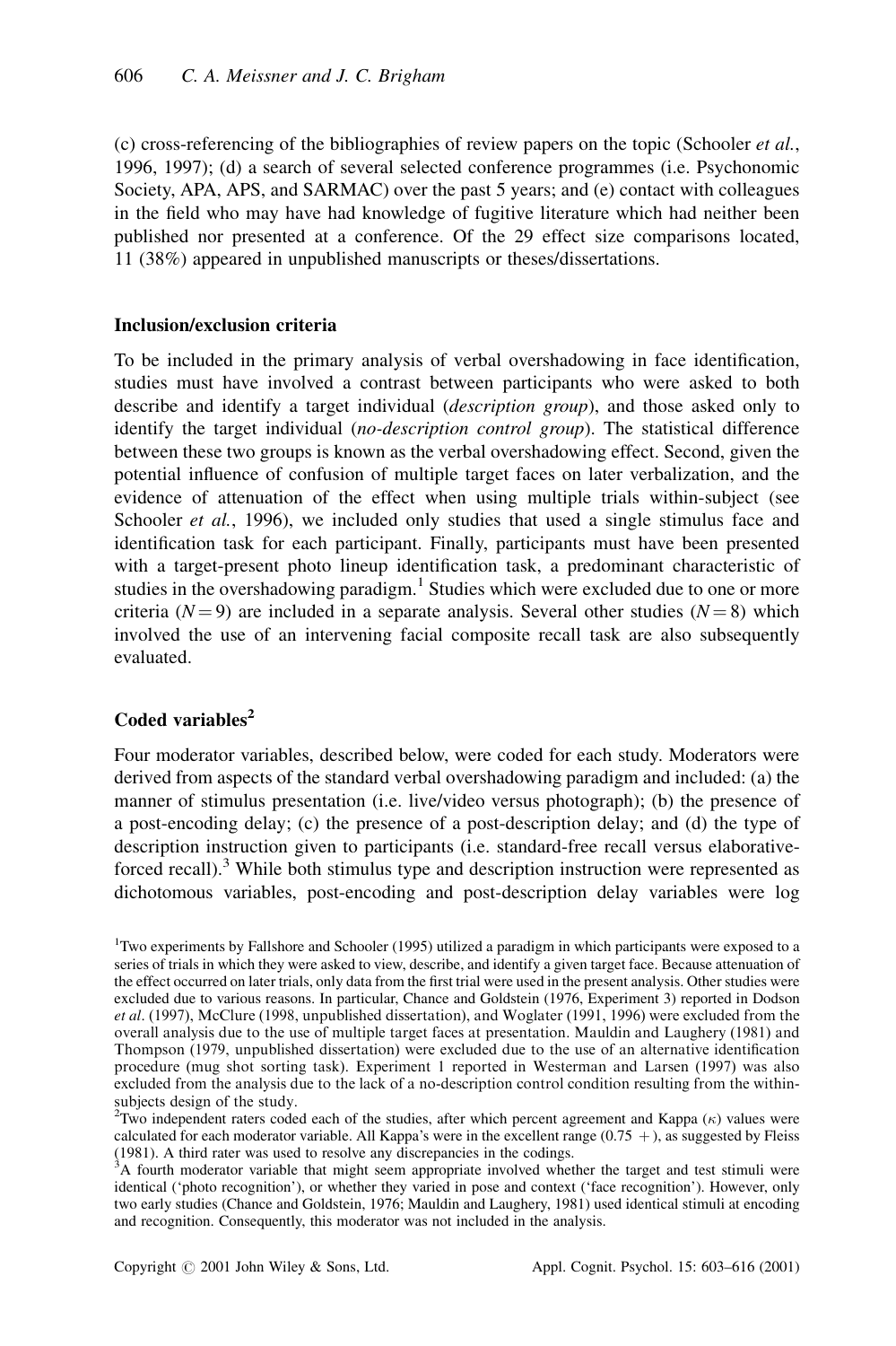(c) cross-referencing of the bibliographies of review papers on the topic (Schooler *et al.*, 1996, 1997); (d) a search of several selected conference programmes (i.e. Psychonomic Society, APA, APS, and SARMAC) over the past 5 years; and (e) contact with colleagues in the field who may have had knowledge of fugitive literature which had neither been published nor presented at a conference. Of the 29 effect size comparisons located, 11 (38%) appeared in unpublished manuscripts or theses/dissertations.

## Inclusion/exclusion criteria

To be included in the primary analysis of verbal overshadowing in face identification, studies must have involved a contrast between participants who were asked to both describe and identify a target individual (*description group*), and those asked only to identify the target individual (*no-description control group*). The statistical difference between these two groups is known as the verbal overshadowing effect. Second, given the potential influence of confusion of multiple target faces on later verbalization, and the evidence of attenuation of the effect when using multiple trials within-subject (see Schooler *et al.*, 1996), we included only studies that used a single stimulus face and identification task for each participant. Finally, participants must have been presented with a target-present photo lineup identification task, a predominant characteristic of studies in the overshadowing paradigm.[1] Studies which were excluded due to one or more criteria ($N = 9$) are included in a separate analysis. Several other studies ($N = 8$) which involved the use of an intervening facial composite recall task are also subsequently evaluated.

## Coded variables[2]

Four moderator variables, described below, were coded for each study. Moderators were derived from aspects of the standard verbal overshadowing paradigm and included: (a) the manner of stimulus presentation (i.e. live/video versus photograph); (b) the presence of a post-encoding delay; (c) the presence of a post-description delay; and (d) the type of description instruction given to participants (i.e. standard-free recall versus elaborative-forced recall).[3] While both stimulus type and description instruction were represented as dichotomous variables, post-encoding and post-description delay variables were log

[1]Two experiments by Fallshore and Schooler (1995) utilized a paradigm in which participants were exposed to a series of trials in which they were asked to view, describe, and identify a given target face. Because attenuation of the effect occurred on later trials, only data from the first trial were used in the present analysis. Other studies were excluded due to various reasons. In particular, Chance and Goldstein (1976, Experiment 3) reported in Dodson *et al*. (1997), McClure (1998, unpublished dissertation), and Woglater (1991, 1996) were excluded from the overall analysis due to the use of multiple target faces at presentation. Mauldin and Laughery (1981) and Thompson (1979, unpublished dissertation) were excluded due to the use of an alternative identification procedure (mug shot sorting task). Experiment 1 reported in Westerman and Larsen (1997) was also excluded from the analysis due to the lack of a no-description control condition resulting from the within-subjects design of the study.

[2]Two independent raters coded each of the studies, after which percent agreement and Kappa ($\kappa$) values were calculated for each moderator variable. All Kappa's were in the excellent range (0.75 +), as suggested by Fleiss (1981). A third rater was used to resolve any discrepancies in the codings.

[3]A fourth moderator variable that might seem appropriate involved whether the target and test stimuli were identical ('photo recognition'), or whether they varied in pose and context ('face recognition'). However, only two early studies (Chance and Goldstein, 1976; Mauldin and Laughery, 1981) used identical stimuli at encoding and recognition. Consequently, this moderator was not included in the analysis.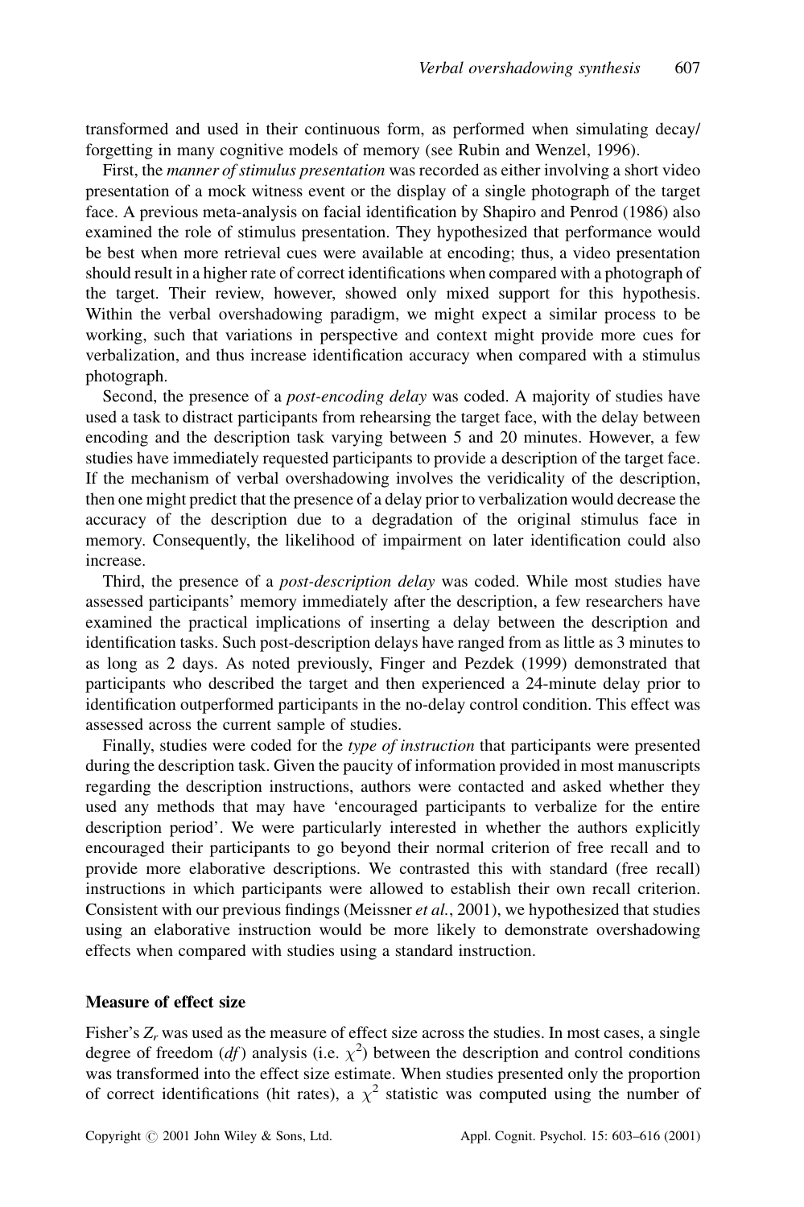transformed and used in their continuous form, as performed when simulating decay/forgetting in many cognitive models of memory (see Rubin and Wenzel, 1996).

First, the *manner of stimulus presentation* was recorded as either involving a short video presentation of a mock witness event or the display of a single photograph of the target face. A previous meta-analysis on facial identification by Shapiro and Penrod (1986) also examined the role of stimulus presentation. They hypothesized that performance would be best when more retrieval cues were available at encoding; thus, a video presentation should result in a higher rate of correct identifications when compared with a photograph of the target. Their review, however, showed only mixed support for this hypothesis. Within the verbal overshadowing paradigm, we might expect a similar process to be working, such that variations in perspective and context might provide more cues for verbalization, and thus increase identification accuracy when compared with a stimulus photograph.

Second, the presence of a *post-encoding delay* was coded. A majority of studies have used a task to distract participants from rehearsing the target face, with the delay between encoding and the description task varying between 5 and 20 minutes. However, a few studies have immediately requested participants to provide a description of the target face. If the mechanism of verbal overshadowing involves the veridicality of the description, then one might predict that the presence of a delay prior to verbalization would decrease the accuracy of the description due to a degradation of the original stimulus face in memory. Consequently, the likelihood of impairment on later identification could also increase.

Third, the presence of a *post-description delay* was coded. While most studies have assessed participants' memory immediately after the description, a few researchers have examined the practical implications of inserting a delay between the description and identification tasks. Such post-description delays have ranged from as little as 3 minutes to as long as 2 days. As noted previously, Finger and Pezdek (1999) demonstrated that participants who described the target and then experienced a 24-minute delay prior to identification outperformed participants in the no-delay control condition. This effect was assessed across the current sample of studies.

Finally, studies were coded for the *type of instruction* that participants were presented during the description task. Given the paucity of information provided in most manuscripts regarding the description instructions, authors were contacted and asked whether they used any methods that may have 'encouraged participants to verbalize for the entire description period'. We were particularly interested in whether the authors explicitly encouraged their participants to go beyond their normal criterion of free recall and to provide more elaborative descriptions. We contrasted this with standard (free recall) instructions in which participants were allowed to establish their own recall criterion. Consistent with our previous findings (Meissner *et al.*, 2001), we hypothesized that studies using an elaborative instruction would be more likely to demonstrate overshadowing effects when compared with studies using a standard instruction.

### Measure of effect size

Fisher's $Z_r$ was used as the measure of effect size across the studies. In most cases, a single degree of freedom (*df*) analysis (i.e. $\chi^2$) between the description and control conditions was transformed into the effect size estimate. When studies presented only the proportion of correct identifications (hit rates), a $\chi^2$ statistic was computed using the number of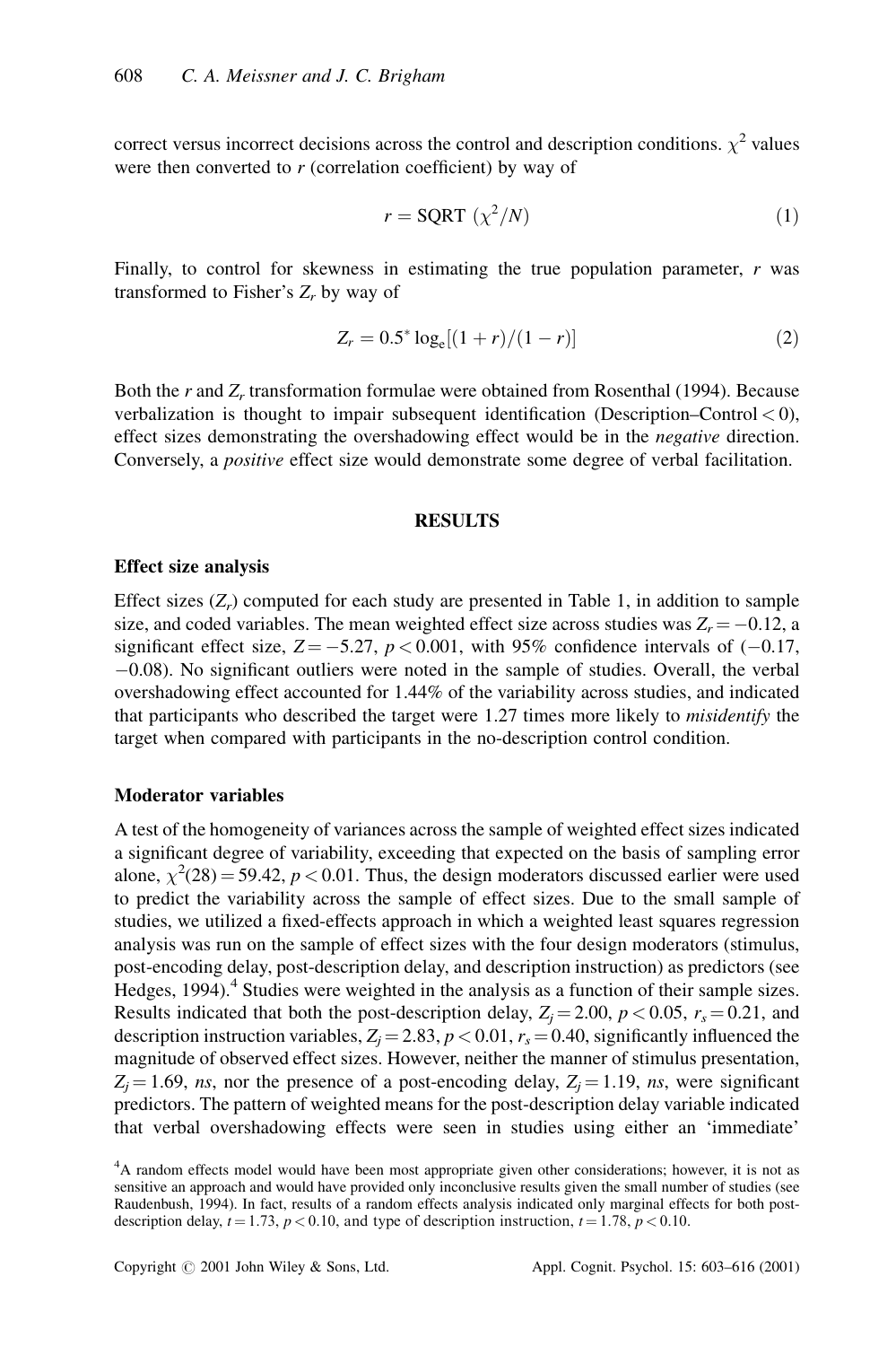correct versus incorrect decisions across the control and description conditions. $\chi^2$ values were then converted to $r$ (correlation coefficient) by way of

$$r = \text{SQRT } (\chi^2/N) \tag{1}$$

Finally, to control for skewness in estimating the true population parameter, $r$ was transformed to Fisher's $Z_r$ by way of

$$Z_r = 0.5^* \log_e[(1 + r)/(1 - r)] \tag{2}$$

Both the $r$ and $Z_r$ transformation formulae were obtained from Rosenthal (1994). Because verbalization is thought to impair subsequent identification (Description–Control $< 0$), effect sizes demonstrating the overshadowing effect would be in the *negative* direction. Conversely, a *positive* effect size would demonstrate some degree of verbal facilitation.

## RESULTS

### Effect size analysis

Effect sizes ($Z_r$) computed for each study are presented in Table 1, in addition to sample size, and coded variables. The mean weighted effect size across studies was $Z_r = -0.12$, a significant effect size, $Z = -5.27$, $p < 0.001$, with 95% confidence intervals of ($-0.17$, $-0.08$). No significant outliers were noted in the sample of studies. Overall, the verbal overshadowing effect accounted for 1.44% of the variability across studies, and indicated that participants who described the target were 1.27 times more likely to *misidentify* the target when compared with participants in the no-description control condition.

### Moderator variables

A test of the homogeneity of variances across the sample of weighted effect sizes indicated a significant degree of variability, exceeding that expected on the basis of sampling error alone, $\chi^2(28) = 59.42$, $p < 0.01$. Thus, the design moderators discussed earlier were used to predict the variability across the sample of effect sizes. Due to the small sample of studies, we utilized a fixed-effects approach in which a weighted least squares regression analysis was run on the sample of effect sizes with the four design moderators (stimulus, post-encoding delay, post-description delay, and description instruction) as predictors (see Hedges, 1994).[4] Studies were weighted in the analysis as a function of their sample sizes. Results indicated that both the post-description delay, $Z_j = 2.00$, $p < 0.05$, $r_s = 0.21$, and description instruction variables, $Z_j = 2.83$, $p < 0.01$, $r_s = 0.40$, significantly influenced the magnitude of observed effect sizes. However, neither the manner of stimulus presentation, $Z_j = 1.69$, *ns*, nor the presence of a post-encoding delay, $Z_j = 1.19$, *ns*, were significant predictors. The pattern of weighted means for the post-description delay variable indicated that verbal overshadowing effects were seen in studies using either an 'immediate'

[4]A random effects model would have been most appropriate given other considerations; however, it is not as sensitive an approach and would have provided only inconclusive results given the small number of studies (see Raudenbush, 1994). In fact, results of a random effects analysis indicated only marginal effects for both post-description delay, $t = 1.73$, $p < 0.10$, and type of description instruction, $t = 1.78$, $p < 0.10$.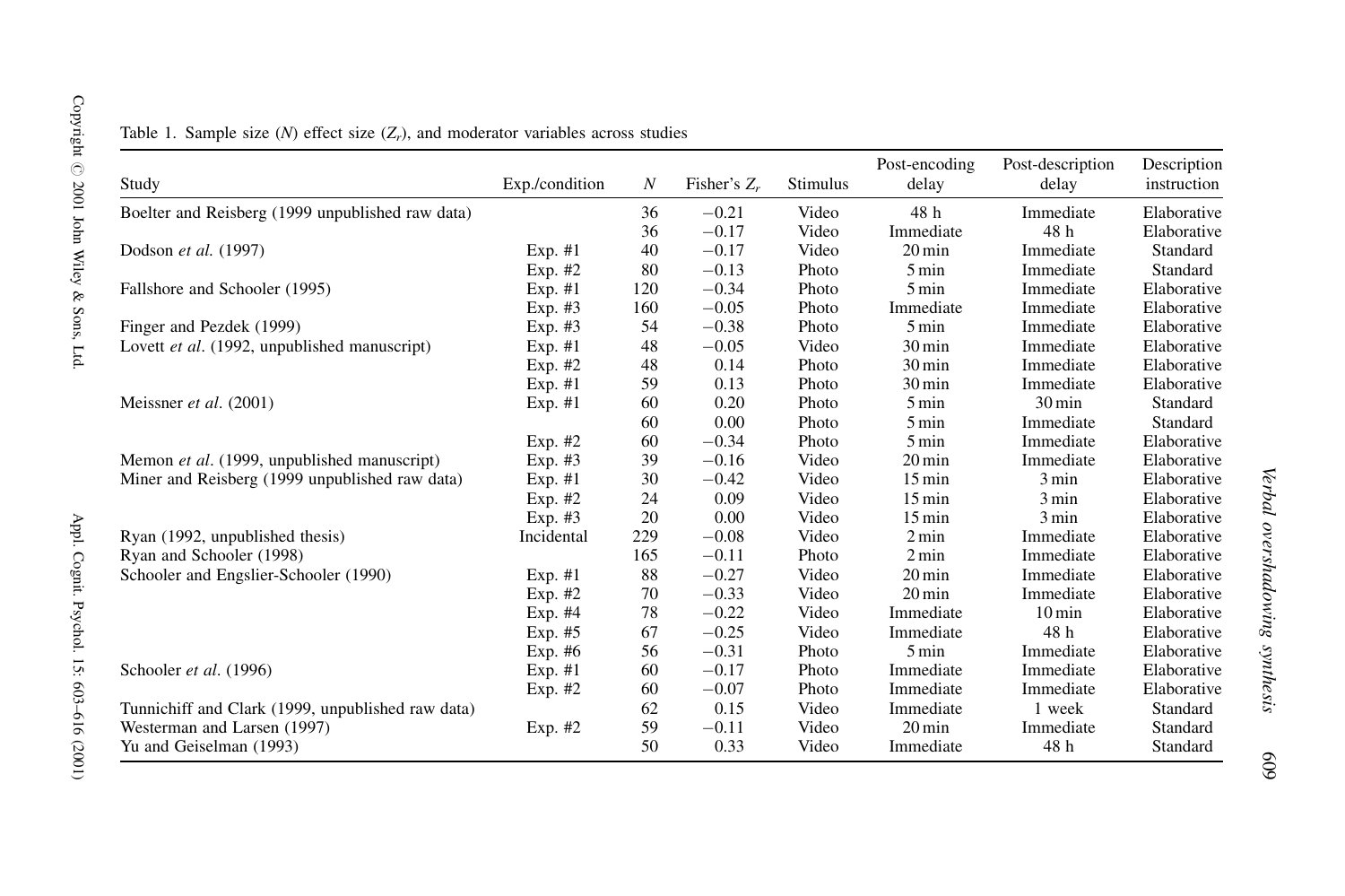Table 1. Sample size ($N$) effect size ($Z_r$), and moderator variables across studies

| Study | Exp./condition | $N$ | Fisher's $Z_r$ | Stimulus | Post-encoding delay | Post-description delay | Description instruction |
|---|---|---|---|---|---|---|---|
| Boelter and Reisberg (1999 unpublished raw data) | | 36 | −0.21 | Video | 48 h | Immediate | Elaborative |
| | | 36 | −0.17 | Video | Immediate | 48 h | Elaborative |
| Dodson *et al.* (1997) | Exp. #1 | 40 | −0.17 | Video | 20 min | Immediate | Standard |
| | Exp. #2 | 80 | −0.13 | Photo | 5 min | Immediate | Standard |
| Fallshore and Schooler (1995) | Exp. #1 | 120 | −0.34 | Photo | 5 min | Immediate | Elaborative |
| | Exp. #3 | 160 | −0.05 | Photo | Immediate | Immediate | Elaborative |
| Finger and Pezdek (1999) | Exp. #3 | 54 | −0.38 | Photo | 5 min | Immediate | Elaborative |
| Lovett *et al*. (1992, unpublished manuscript) | Exp. #1 | 48 | −0.05 | Video | 30 min | Immediate | Elaborative |
| | Exp. #2 | 48 | 0.14 | Photo | 30 min | Immediate | Elaborative |
| | Exp. #1 | 59 | 0.13 | Photo | 30 min | Immediate | Elaborative |
| Meissner *et al*. (2001) | Exp. #1 | 60 | 0.20 | Photo | 5 min | 30 min | Standard |
| | | 60 | 0.00 | Photo | 5 min | Immediate | Standard |
| | Exp. #2 | 60 | −0.34 | Photo | 5 min | Immediate | Elaborative |
| Memon *et al*. (1999, unpublished manuscript) | Exp. #3 | 39 | −0.16 | Video | 20 min | Immediate | Elaborative |
| Miner and Reisberg (1999 unpublished raw data) | Exp. #1 | 30 | −0.42 | Video | 15 min | 3 min | Elaborative |
| | Exp. #2 | 24 | 0.09 | Video | 15 min | 3 min | Elaborative |
| | Exp. #3 | 20 | 0.00 | Video | 15 min | 3 min | Elaborative |
| Ryan (1992, unpublished thesis) | Incidental | 229 | −0.08 | Video | 2 min | Immediate | Elaborative |
| Ryan and Schooler (1998) | | 165 | −0.11 | Photo | 2 min | Immediate | Elaborative |
| Schooler and Engslier-Schooler (1990) | Exp. #1 | 88 | −0.27 | Video | 20 min | Immediate | Elaborative |
| | Exp. #2 | 70 | −0.33 | Video | 20 min | Immediate | Elaborative |
| | Exp. #4 | 78 | −0.22 | Video | Immediate | 10 min | Elaborative |
| | Exp. #5 | 67 | −0.25 | Video | Immediate | 48 h | Elaborative |
| | Exp. #6 | 56 | −0.31 | Photo | 5 min | Immediate | Elaborative |
| Schooler *et al.* (1996) | Exp. #1 | 60 | −0.17 | Photo | Immediate | Immediate | Elaborative |
| | Exp. #2 | 60 | −0.07 | Photo | Immediate | Immediate | Elaborative |
| Tunnichiff and Clark (1999, unpublished raw data) | | 62 | 0.15 | Video | Immediate | 1 week | Standard |
| Westerman and Larsen (1997) | Exp. #2 | 59 | −0.11 | Video | 20 min | Immediate | Standard |
| Yu and Geiselman (1993) | | 50 | 0.33 | Video | Immediate | 48 h | Standard |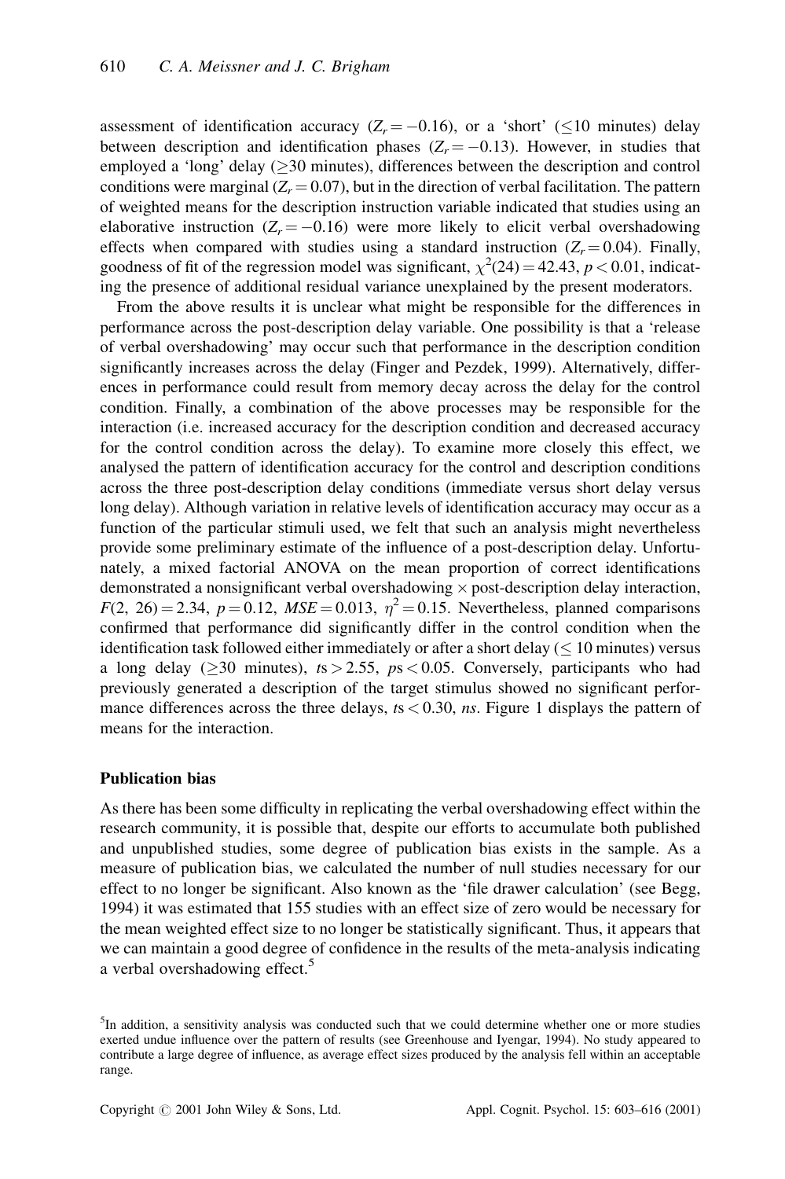assessment of identification accuracy ($Z_r = -0.16$), or a 'short' ($\leq$10 minutes) delay between description and identification phases ($Z_r = -0.13$). However, in studies that employed a 'long' delay ($\geq$30 minutes), differences between the description and control conditions were marginal ($Z_r = 0.07$), but in the direction of verbal facilitation. The pattern of weighted means for the description instruction variable indicated that studies using an elaborative instruction ($Z_r = -0.16$) were more likely to elicit verbal overshadowing effects when compared with studies using a standard instruction ($Z_r = 0.04$). Finally, goodness of fit of the regression model was significant, $\chi^2(24) = 42.43$, $p < 0.01$, indicating the presence of additional residual variance unexplained by the present moderators.

From the above results it is unclear what might be responsible for the differences in performance across the post-description delay variable. One possibility is that a 'release of verbal overshadowing' may occur such that performance in the description condition significantly increases across the delay (Finger and Pezdek, 1999). Alternatively, differences in performance could result from memory decay across the delay for the control condition. Finally, a combination of the above processes may be responsible for the interaction (i.e. increased accuracy for the description condition and decreased accuracy for the control condition across the delay). To examine more closely this effect, we analysed the pattern of identification accuracy for the control and description conditions across the three post-description delay conditions (immediate versus short delay versus long delay). Although variation in relative levels of identification accuracy may occur as a function of the particular stimuli used, we felt that such an analysis might nevertheless provide some preliminary estimate of the influence of a post-description delay. Unfortunately, a mixed factorial ANOVA on the mean proportion of correct identifications demonstrated a nonsignificant verbal overshadowing $\times$ post-description delay interaction, $F(2,\ 26) = 2.34$, $p = 0.12$, $MSE = 0.013$, $\eta^2 = 0.15$. Nevertheless, planned comparisons confirmed that performance did significantly differ in the control condition when the identification task followed either immediately or after a short delay ($\leq$ 10 minutes) versus a long delay ($\geq$30 minutes), $t$s $> 2.55$, $p$s $< 0.05$. Conversely, participants who had previously generated a description of the target stimulus showed no significant performance differences across the three delays, $t$s $< 0.30$, *ns*. Figure 1 displays the pattern of means for the interaction.

### Publication bias

As there has been some difficulty in replicating the verbal overshadowing effect within the research community, it is possible that, despite our efforts to accumulate both published and unpublished studies, some degree of publication bias exists in the sample. As a measure of publication bias, we calculated the number of null studies necessary for our effect to no longer be significant. Also known as the 'file drawer calculation' (see Begg, 1994) it was estimated that 155 studies with an effect size of zero would be necessary for the mean weighted effect size to no longer be statistically significant. Thus, it appears that we can maintain a good degree of confidence in the results of the meta-analysis indicating a verbal overshadowing effect.[5]

[5]In addition, a sensitivity analysis was conducted such that we could determine whether one or more studies exerted undue influence over the pattern of results (see Greenhouse and Iyengar, 1994). No study appeared to contribute a large degree of influence, as average effect sizes produced by the analysis fell within an acceptable range.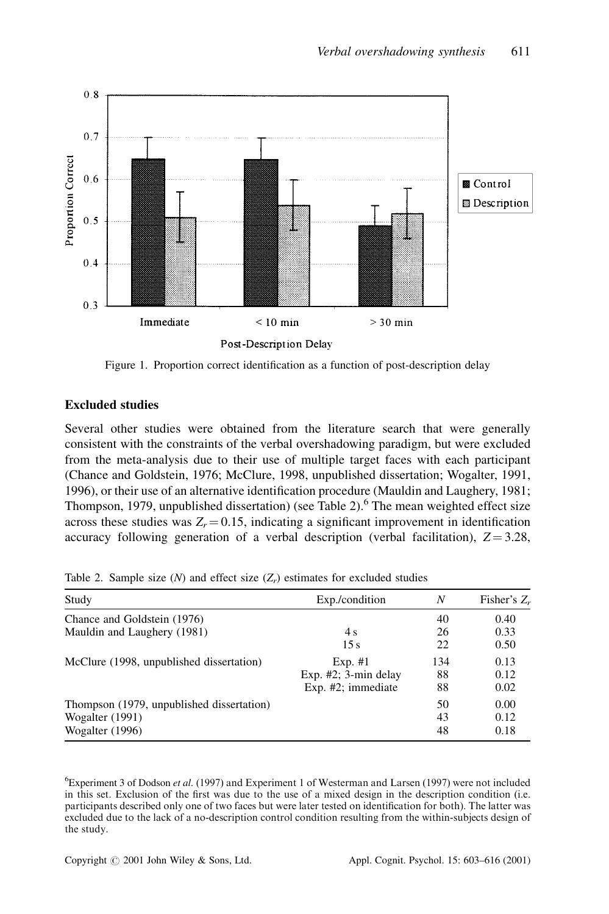Figure 1. Proportion correct identification as a function of post-description delay

### Excluded studies

Several other studies were obtained from the literature search that were generally consistent with the constraints of the verbal overshadowing paradigm, but were excluded from the meta-analysis due to their use of multiple target faces with each participant (Chance and Goldstein, 1976; McClure, 1998, unpublished dissertation; Wogalter, 1991, 1996), or their use of an alternative identification procedure (Mauldin and Laughery, 1981; Thompson, 1979, unpublished dissertation) (see Table 2).[6] The mean weighted effect size across these studies was $Z_r = 0.15$, indicating a significant improvement in identification accuracy following generation of a verbal description (verbal facilitation), $Z = 3.28$,

Table 2. Sample size ($N$) and effect size ($Z_r$) estimates for excluded studies

| Study | Exp./condition | $N$ | Fisher's $Z_r$ |
|---|---|---|---|
| Chance and Goldstein (1976) | | 40 | 0.40 |
| Mauldin and Laughery (1981) | 4 s | 26 | 0.33 |
| | 15 s | 22 | 0.50 |
| McClure (1998, unpublished dissertation) | Exp. #1 | 134 | 0.13 |
| | Exp. #2; 3-min delay | 88 | 0.12 |
| | Exp. #2; immediate | 88 | 0.02 |
| Thompson (1979, unpublished dissertation) | | 50 | 0.00 |
| Wogalter (1991) | | 43 | 0.12 |
| Wogalter (1996) | | 48 | 0.18 |

[6] Experiment 3 of Dodson *et al.* (1997) and Experiment 1 of Westerman and Larsen (1997) were not included in this set. Exclusion of the first was due to the use of a mixed design in the description condition (i.e. participants described only one of two faces but were later tested on identification for both). The latter was excluded due to the lack of a no-description control condition resulting from the within-subjects design of the study.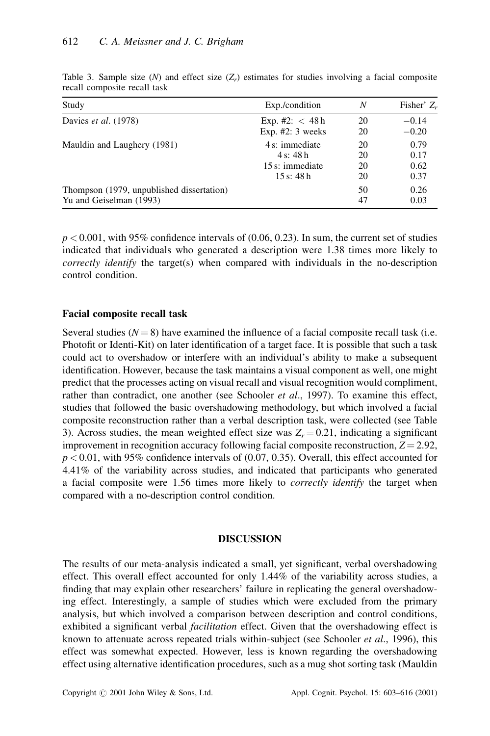Table 3. Sample size ($N$) and effect size ($Z_r$) estimates for studies involving a facial composite recall composite recall task

| Study | Exp./condition | $N$ | Fisher' $Z_r$ |
|---|---|---|---|
| Davies *et al*. (1978) | Exp. #2: < 48 h | 20 | −0.14 |
| | Exp. #2: 3 weeks | 20 | −0.20 |
| Mauldin and Laughery (1981) | 4 s: immediate | 20 | 0.79 |
| | 4 s: 48 h | 20 | 0.17 |
| | 15 s: immediate | 20 | 0.62 |
| | 15 s: 48 h | 20 | 0.37 |
| Thompson (1979, unpublished dissertation) | | 50 | 0.26 |
| Yu and Geiselman (1993) | | 47 | 0.03 |

$p < 0.001$, with 95% confidence intervals of (0.06, 0.23). In sum, the current set of studies indicated that individuals who generated a description were 1.38 times more likely to *correctly identify* the target(s) when compared with individuals in the no-description control condition.

### Facial composite recall task

Several studies ($N = 8$) have examined the influence of a facial composite recall task (i.e. Photofit or Identi-Kit) on later identification of a target face. It is possible that such a task could act to overshadow or interfere with an individual's ability to make a subsequent identification. However, because the task maintains a visual component as well, one might predict that the processes acting on visual recall and visual recognition would compliment, rather than contradict, one another (see Schooler *et al*., 1997). To examine this effect, studies that followed the basic overshadowing methodology, but which involved a facial composite reconstruction rather than a verbal description task, were collected (see Table 3). Across studies, the mean weighted effect size was $Z_r = 0.21$, indicating a significant improvement in recognition accuracy following facial composite reconstruction, $Z = 2.92$, $p < 0.01$, with 95% confidence intervals of (0.07, 0.35). Overall, this effect accounted for 4.41% of the variability across studies, and indicated that participants who generated a facial composite were 1.56 times more likely to *correctly identify* the target when compared with a no-description control condition.

## DISCUSSION

The results of our meta-analysis indicated a small, yet significant, verbal overshadowing effect. This overall effect accounted for only 1.44% of the variability across studies, a finding that may explain other researchers' failure in replicating the general overshadowing effect. Interestingly, a sample of studies which were excluded from the primary analysis, but which involved a comparison between description and control conditions, exhibited a significant verbal *facilitation* effect. Given that the overshadowing effect is known to attenuate across repeated trials within-subject (see Schooler *et al*., 1996), this effect was somewhat expected. However, less is known regarding the overshadowing effect using alternative identification procedures, such as a mug shot sorting task (Mauldin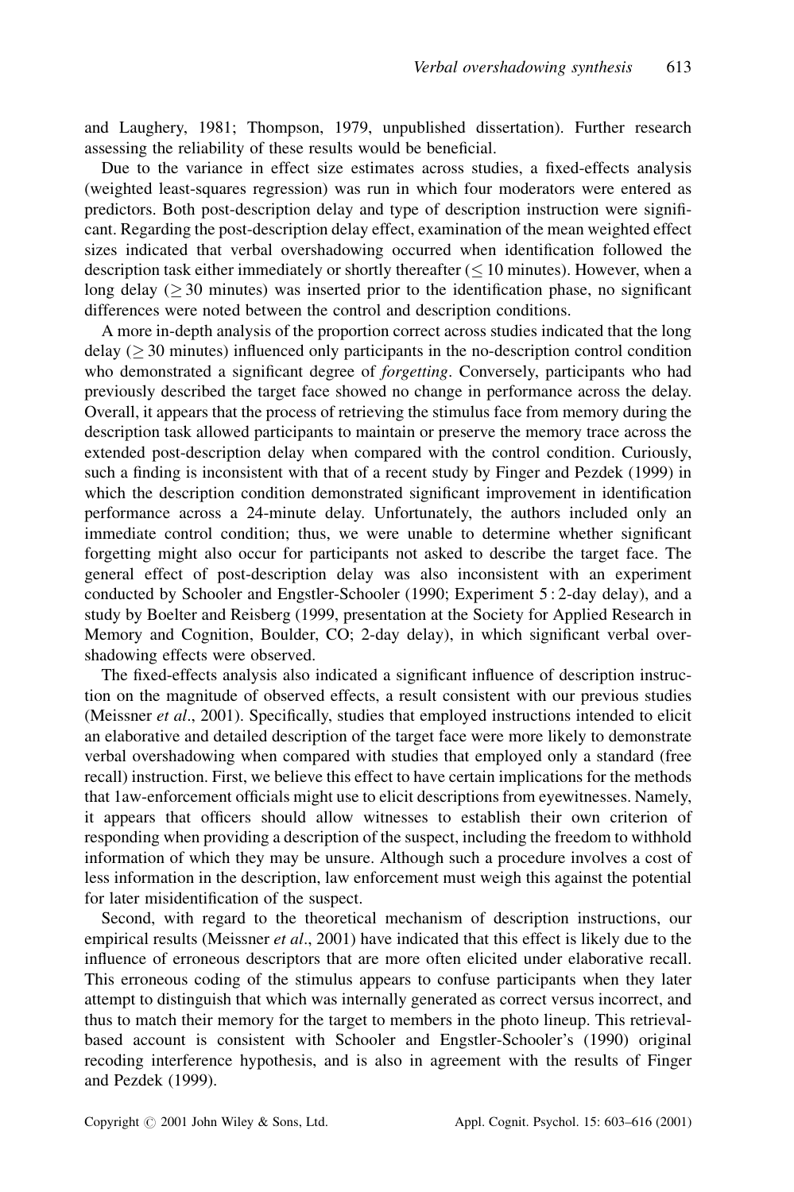and Laughery, 1981; Thompson, 1979, unpublished dissertation). Further research assessing the reliability of these results would be beneficial.

Due to the variance in effect size estimates across studies, a fixed-effects analysis (weighted least-squares regression) was run in which four moderators were entered as predictors. Both post-description delay and type of description instruction were significant. Regarding the post-description delay effect, examination of the mean weighted effect sizes indicated that verbal overshadowing occurred when identification followed the description task either immediately or shortly thereafter ($\leq 10$ minutes). However, when a long delay ($\geq 30$ minutes) was inserted prior to the identification phase, no significant differences were noted between the control and description conditions.

A more in-depth analysis of the proportion correct across studies indicated that the long delay ($\geq 30$ minutes) influenced only participants in the no-description control condition who demonstrated a significant degree of *forgetting*. Conversely, participants who had previously described the target face showed no change in performance across the delay. Overall, it appears that the process of retrieving the stimulus face from memory during the description task allowed participants to maintain or preserve the memory trace across the extended post-description delay when compared with the control condition. Curiously, such a finding is inconsistent with that of a recent study by Finger and Pezdek (1999) in which the description condition demonstrated significant improvement in identification performance across a 24-minute delay. Unfortunately, the authors included only an immediate control condition; thus, we were unable to determine whether significant forgetting might also occur for participants not asked to describe the target face. The general effect of post-description delay was also inconsistent with an experiment conducted by Schooler and Engstler-Schooler (1990; Experiment 5 : 2-day delay), and a study by Boelter and Reisberg (1999, presentation at the Society for Applied Research in Memory and Cognition, Boulder, CO; 2-day delay), in which significant verbal overshadowing effects were observed.

The fixed-effects analysis also indicated a significant influence of description instruction on the magnitude of observed effects, a result consistent with our previous studies (Meissner *et al*., 2001). Specifically, studies that employed instructions intended to elicit an elaborative and detailed description of the target face were more likely to demonstrate verbal overshadowing when compared with studies that employed only a standard (free recall) instruction. First, we believe this effect to have certain implications for the methods that 1aw-enforcement officials might use to elicit descriptions from eyewitnesses. Namely, it appears that officers should allow witnesses to establish their own criterion of responding when providing a description of the suspect, including the freedom to withhold information of which they may be unsure. Although such a procedure involves a cost of less information in the description, law enforcement must weigh this against the potential for later misidentification of the suspect.

Second, with regard to the theoretical mechanism of description instructions, our empirical results (Meissner *et al*., 2001) have indicated that this effect is likely due to the influence of erroneous descriptors that are more often elicited under elaborative recall. This erroneous coding of the stimulus appears to confuse participants when they later attempt to distinguish that which was internally generated as correct versus incorrect, and thus to match their memory for the target to members in the photo lineup. This retrieval-based account is consistent with Schooler and Engstler-Schooler's (1990) original recoding interference hypothesis, and is also in agreement with the results of Finger and Pezdek (1999).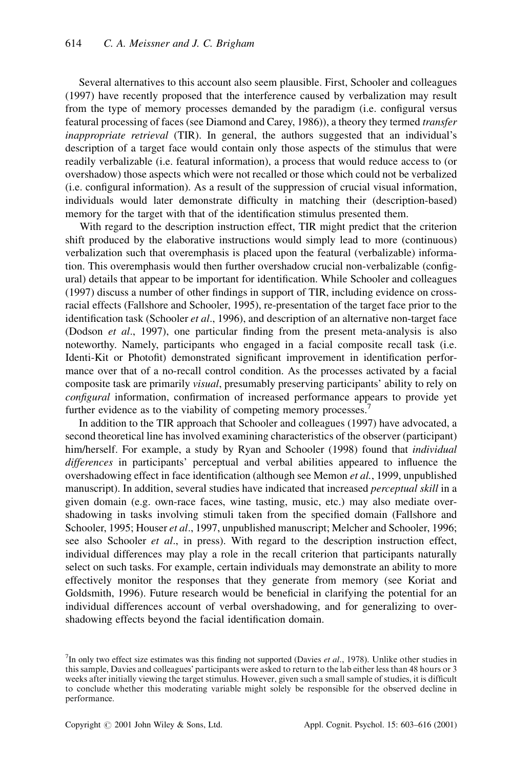Several alternatives to this account also seem plausible. First, Schooler and colleagues (1997) have recently proposed that the interference caused by verbalization may result from the type of memory processes demanded by the paradigm (i.e. configural versus featural processing of faces (see Diamond and Carey, 1986)), a theory they termed *transfer inappropriate retrieval* (TIR). In general, the authors suggested that an individual's description of a target face would contain only those aspects of the stimulus that were readily verbalizable (i.e. featural information), a process that would reduce access to (or overshadow) those aspects which were not recalled or those which could not be verbalized (i.e. configural information). As a result of the suppression of crucial visual information, individuals would later demonstrate difficulty in matching their (description-based) memory for the target with that of the identification stimulus presented them.

With regard to the description instruction effect, TIR might predict that the criterion shift produced by the elaborative instructions would simply lead to more (continuous) verbalization such that overemphasis is placed upon the featural (verbalizable) information. This overemphasis would then further overshadow crucial non-verbalizable (configural) details that appear to be important for identification. While Schooler and colleagues (1997) discuss a number of other findings in support of TIR, including evidence on cross-racial effects (Fallshore and Schooler, 1995), re-presentation of the target face prior to the identification task (Schooler *et al*., 1996), and description of an alternative non-target face (Dodson *et al*., 1997), one particular finding from the present meta-analysis is also noteworthy. Namely, participants who engaged in a facial composite recall task (i.e. Identi-Kit or Photofit) demonstrated significant improvement in identification performance over that of a no-recall control condition. As the processes activated by a facial composite task are primarily *visual*, presumably preserving participants' ability to rely on *configural* information, confirmation of increased performance appears to provide yet further evidence as to the viability of competing memory processes.[7]

In addition to the TIR approach that Schooler and colleagues (1997) have advocated, a second theoretical line has involved examining characteristics of the observer (participant) him/herself. For example, a study by Ryan and Schooler (1998) found that *individual differences* in participants' perceptual and verbal abilities appeared to influence the overshadowing effect in face identification (although see Memon *et al.*, 1999, unpublished manuscript). In addition, several studies have indicated that increased *perceptual skill* in a given domain (e.g. own-race faces, wine tasting, music, etc.) may also mediate overshadowing in tasks involving stimuli taken from the specified domain (Fallshore and Schooler, 1995; Houser *et al*., 1997, unpublished manuscript; Melcher and Schooler, 1996; see also Schooler *et al*., in press). With regard to the description instruction effect, individual differences may play a role in the recall criterion that participants naturally select on such tasks. For example, certain individuals may demonstrate an ability to more effectively monitor the responses that they generate from memory (see Koriat and Goldsmith, 1996). Future research would be beneficial in clarifying the potential for an individual differences account of verbal overshadowing, and for generalizing to overshadowing effects beyond the facial identification domain.

[7]In only two effect size estimates was this finding not supported (Davies *et al*., 1978). Unlike other studies in this sample, Davies and colleagues' participants were asked to return to the lab either less than 48 hours or 3 weeks after initially viewing the target stimulus. However, given such a small sample of studies, it is difficult to conclude whether this moderating variable might solely be responsible for the observed decline in performance.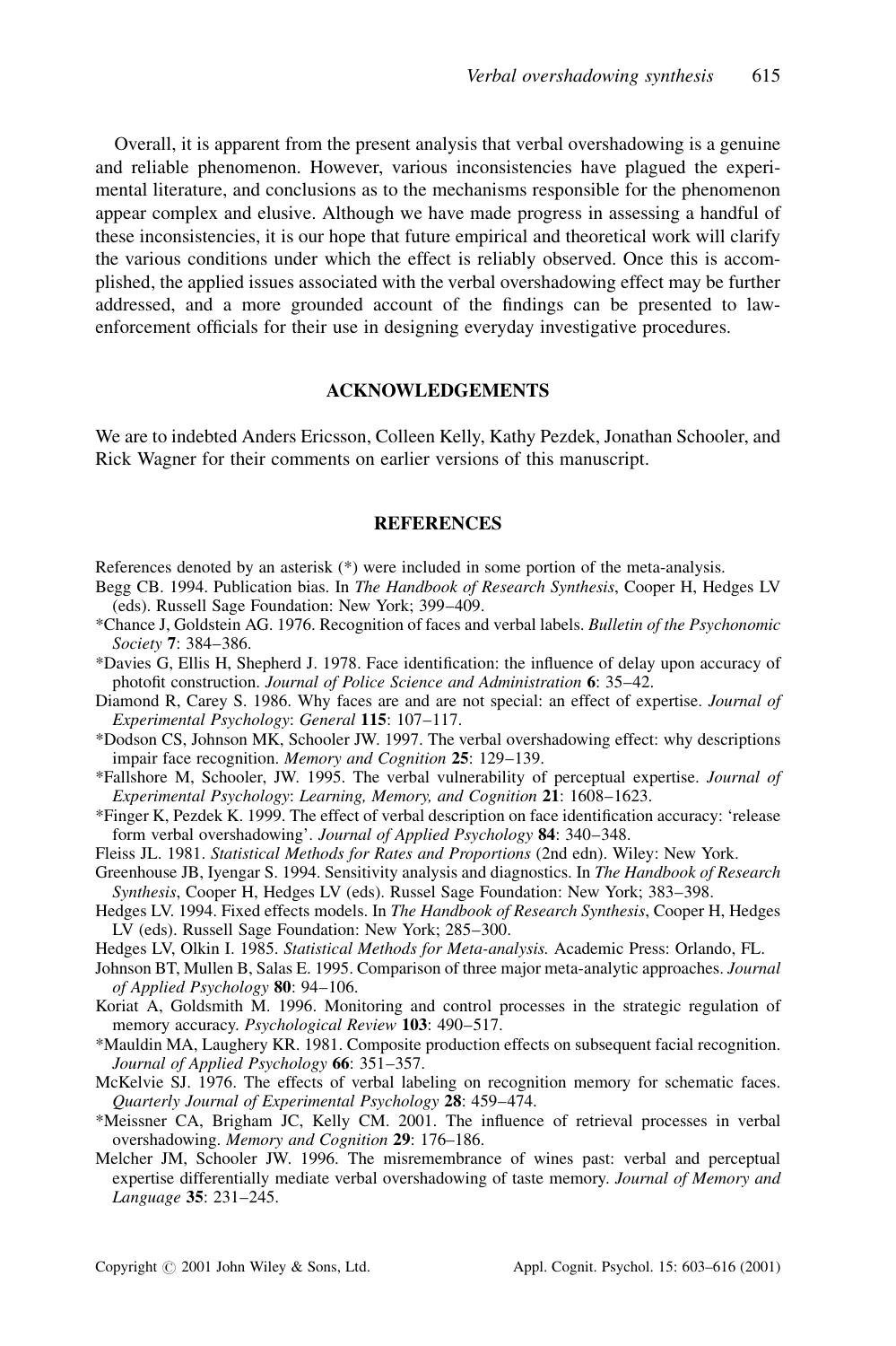Overall, it is apparent from the present analysis that verbal overshadowing is a genuine and reliable phenomenon. However, various inconsistencies have plagued the experimental literature, and conclusions as to the mechanisms responsible for the phenomenon appear complex and elusive. Although we have made progress in assessing a handful of these inconsistencies, it is our hope that future empirical and theoretical work will clarify the various conditions under which the effect is reliably observed. Once this is accomplished, the applied issues associated with the verbal overshadowing effect may be further addressed, and a more grounded account of the findings can be presented to law-enforcement officials for their use in designing everyday investigative procedures.

## ACKNOWLEDGEMENTS

We are to indebted Anders Ericsson, Colleen Kelly, Kathy Pezdek, Jonathan Schooler, and Rick Wagner for their comments on earlier versions of this manuscript.

## REFERENCES

References denoted by an asterisk (*) were included in some portion of the meta-analysis.

Begg CB. 1994. Publication bias. In *The Handbook of Research Synthesis*, Cooper H, Hedges LV (eds). Russell Sage Foundation: New York; 399–409.

*Chance J, Goldstein AG. 1976. Recognition of faces and verbal labels. *Bulletin of the Psychonomic Society* **7**: 384–386.

*Davies G, Ellis H, Shepherd J. 1978. Face identification: the influence of delay upon accuracy of photofit construction. *Journal of Police Science and Administration* **6**: 35–42.

Diamond R, Carey S. 1986. Why faces are and are not special: an effect of expertise. *Journal of Experimental Psychology: General* **115**: 107–117.

*Dodson CS, Johnson MK, Schooler JW. 1997. The verbal overshadowing effect: why descriptions impair face recognition. *Memory and Cognition* **25**: 129–139.

*Fallshore M, Schooler, JW. 1995. The verbal vulnerability of perceptual expertise. *Journal of Experimental Psychology: Learning, Memory, and Cognition* **21**: 1608–1623.

*Finger K, Pezdek K. 1999. The effect of verbal description on face identification accuracy: 'release form verbal overshadowing'. *Journal of Applied Psychology* **84**: 340–348.

Fleiss JL. 1981. *Statistical Methods for Rates and Proportions* (2nd edn). Wiley: New York.

Greenhouse JB, Iyengar S. 1994. Sensitivity analysis and diagnostics. In *The Handbook of Research Synthesis*, Cooper H, Hedges LV (eds). Russel Sage Foundation: New York; 383–398.

Hedges LV. 1994. Fixed effects models. In *The Handbook of Research Synthesis*, Cooper H, Hedges LV (eds). Russell Sage Foundation: New York; 285–300.

Hedges LV, Olkin I. 1985. *Statistical Methods for Meta-analysis.* Academic Press: Orlando, FL.

Johnson BT, Mullen B, Salas E. 1995. Comparison of three major meta-analytic approaches. *Journal of Applied Psychology* **80**: 94–106.

Koriat A, Goldsmith M. 1996. Monitoring and control processes in the strategic regulation of memory accuracy. *Psychological Review* **103**: 490–517.

*Mauldin MA, Laughery KR. 1981. Composite production effects on subsequent facial recognition. *Journal of Applied Psychology* **66**: 351–357.

McKelvie SJ. 1976. The effects of verbal labeling on recognition memory for schematic faces. *Quarterly Journal of Experimental Psychology* **28**: 459–474.

*Meissner CA, Brigham JC, Kelly CM. 2001. The influence of retrieval processes in verbal overshadowing. *Memory and Cognition* **29**: 176–186.

Melcher JM, Schooler JW. 1996. The misremembrance of wines past: verbal and perceptual expertise differentially mediate verbal overshadowing of taste memory. *Journal of Memory and Language* **35**: 231–245.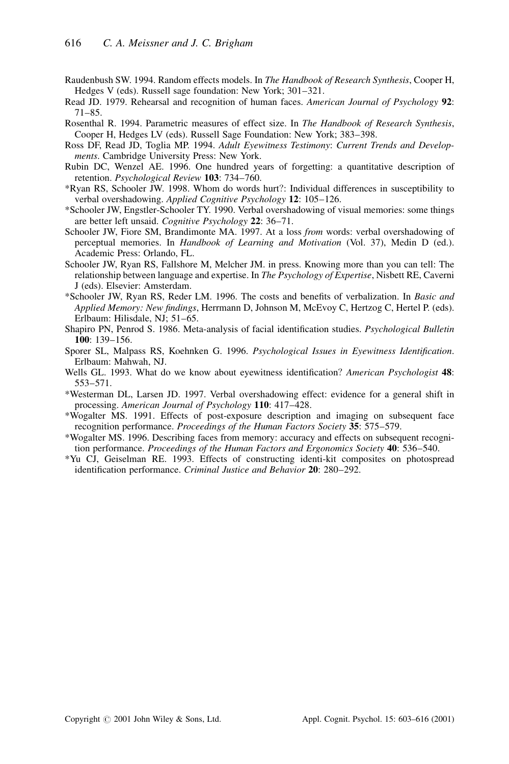Raudenbush SW. 1994. Random effects models. In *The Handbook of Research Synthesis*, Cooper H, Hedges V (eds). Russell sage foundation: New York; 301–321.

Read JD. 1979. Rehearsal and recognition of human faces. *American Journal of Psychology* **92**: 71–85.

Rosenthal R. 1994. Parametric measures of effect size. In *The Handbook of Research Synthesis*, Cooper H, Hedges LV (eds). Russell Sage Foundation: New York; 383–398.

Ross DF, Read JD, Toglia MP. 1994. *Adult Eyewitness Testimony*: *Current Trends and Developments*. Cambridge University Press: New York.

Rubin DC, Wenzel AE. 1996. One hundred years of forgetting: a quantitative description of retention. *Psychological Review* **103**: 734–760.

*Ryan RS, Schooler JW. 1998. Whom do words hurt?: Individual differences in susceptibility to verbal overshadowing. *Applied Cognitive Psychology* **12**: 105–126.

*Schooler JW, Engstler-Schooler TY. 1990. Verbal overshadowing of visual memories: some things are better left unsaid. *Cognitive Psychology* **22**: 36–71.

Schooler JW, Fiore SM, Brandimonte MA. 1997. At a loss *from* words: verbal overshadowing of perceptual memories. In *Handbook of Learning and Motivation* (Vol. 37), Medin D (ed.). Academic Press: Orlando, FL.

Schooler JW, Ryan RS, Fallshore M, Melcher JM. in press. Knowing more than you can tell: The relationship between language and expertise. In *The Psychology of Expertise*, Nisbett RE, Caverni J (eds). Elsevier: Amsterdam.

*Schooler JW, Ryan RS, Reder LM. 1996. The costs and benefits of verbalization. In *Basic and Applied Memory: New findings*, Herrmann D, Johnson M, McEvoy C, Hertzog C, Hertel P. (eds). Erlbaum: Hilisdale, NJ; 51–65.

Shapiro PN, Penrod S. 1986. Meta-analysis of facial identification studies. *Psychological Bulletin* **100**: 139–156.

Sporer SL, Malpass RS, Koehnken G. 1996. *Psychological Issues in Eyewitness Identification*. Erlbaum: Mahwah, NJ.

Wells GL. 1993. What do we know about eyewitness identification? *American Psychologist* **48**: 553–571.

*Westerman DL, Larsen JD. 1997. Verbal overshadowing effect: evidence for a general shift in processing. *American Journal of Psychology* **110**: 417–428.

*Wogalter MS. 1991. Effects of post-exposure description and imaging on subsequent face recognition performance. *Proceedings of the Human Factors Society* **35**: 575–579.

*Wogalter MS. 1996. Describing faces from memory: accuracy and effects on subsequent recognition performance. *Proceedings of the Human Factors and Ergonomics Society* **40**: 536–540.

*Yu CJ, Geiselman RE. 1993. Effects of constructing identi-kit composites on photospread identification performance. *Criminal Justice and Behavior* **20**: 280–292.